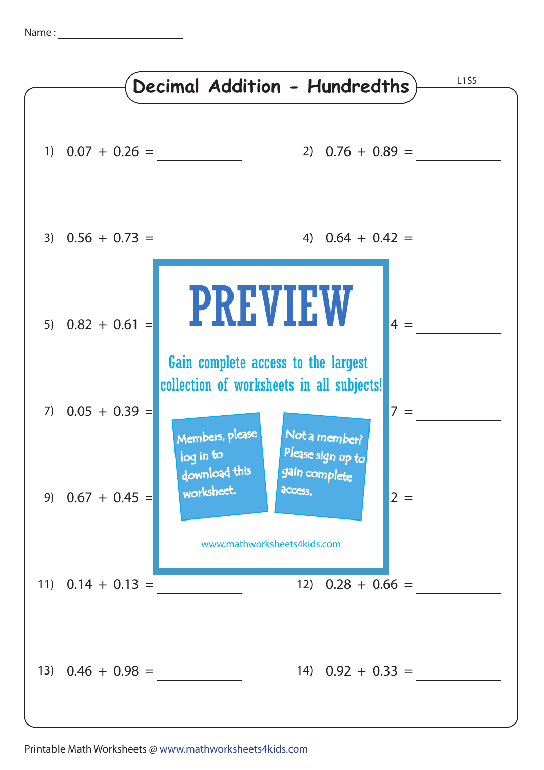Name : ____________________

# Decimal Addition - Hundredths

L1S5

1) $0.07 + 0.26 =$ ________

2) $0.76 + 0.89 =$ ________

3) $0.56 + 0.73 =$ ________

4) $0.64 + 0.42 =$ ________

5) $0.82 + 0.61 =$ ________

6) ...4 = ________

7) $0.05 + 0.39 =$ ________

8) ...7 = ________

9) $0.67 + 0.45 =$ ________

10) ...2 = ________

**PREVIEW**

Gain complete access to the largest collection of worksheets in all subjects!

Members, please log in to download this worksheet.

Not a member? Please sign up to gain complete access.

www.mathworksheets4kids.com

11) $0.14 + 0.13 =$ ________

12) $0.28 + 0.66 =$ ________

13) $0.46 + 0.98 =$ ________

14) $0.92 + 0.33 =$ ________

Printable Math Worksheets @ www.mathworksheets4kids.com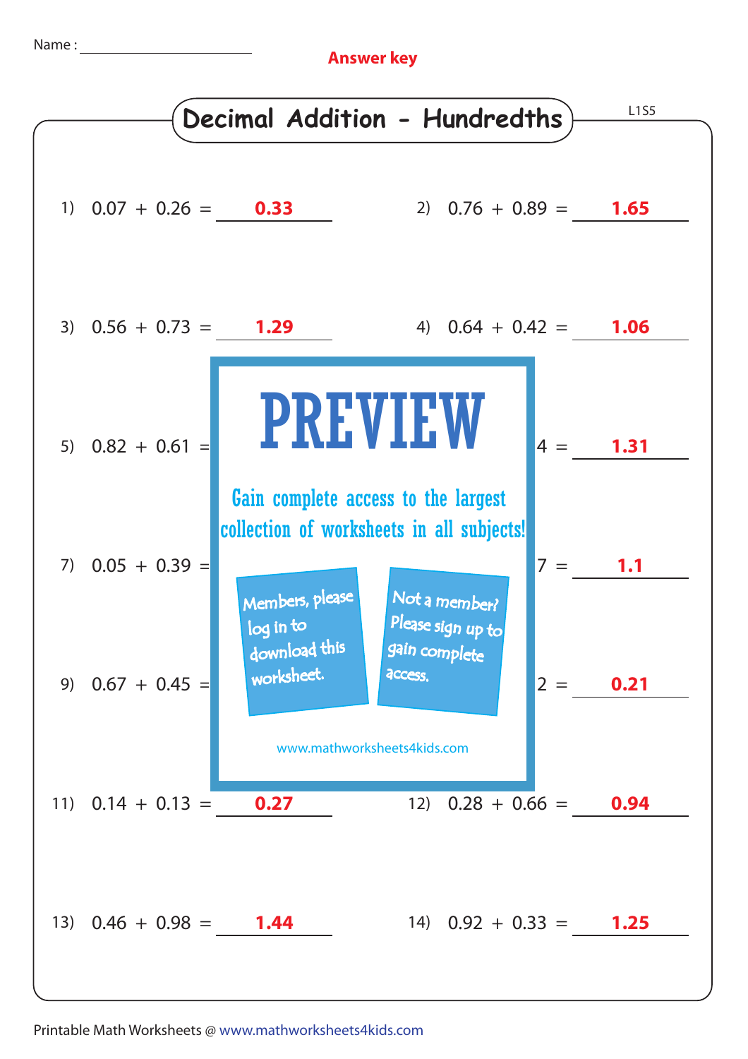Name : ____________________

**Answer key**

# Decimal Addition - Hundredths

L1S5

1) $0.07 + 0.26 =$ **0.33**

2) $0.76 + 0.89 =$ **1.65**

3) $0.56 + 0.73 =$ **1.29**

4) $0.64 + 0.42 =$ **1.06**

5) $0.82 + 0.61 =$

6) 4 = **1.31**

7) $0.05 + 0.39 =$

8) 7 = **1.1**

9) $0.67 + 0.45 =$

10) 2 = **0.21**

11) $0.14 + 0.13 =$ **0.27**

12) $0.28 + 0.66 =$ **0.94**

13) $0.46 + 0.98 =$ **1.44**

14) $0.92 + 0.33 =$ **1.25**

PREVIEW

Gain complete access to the largest collection of worksheets in all subjects!

Members, please log in to download this worksheet.

Not a member? Please sign up to gain complete access.

www.mathworksheets4kids.com

Printable Math Worksheets @ www.mathworksheets4kids.com